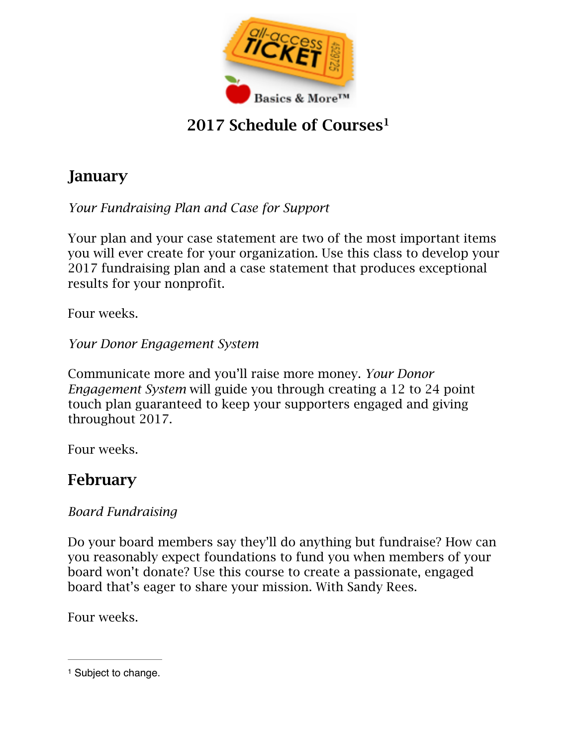# 2017 Schedule of Courses[1]

## January

*Your Fundraising Plan and Case for Support*

Your plan and your case statement are two of the most important items you will ever create for your organization. Use this class to develop your 2017 fundraising plan and a case statement that produces exceptional results for your nonprofit.

Four weeks.

*Your Donor Engagement System*

Communicate more and you'll raise more money. *Your Donor Engagement System* will guide you through creating a 12 to 24 point touch plan guaranteed to keep your supporters engaged and giving throughout 2017.

Four weeks.

## February

*Board Fundraising*

Do your board members say they'll do anything but fundraise? How can you reasonably expect foundations to fund you when members of your board won't donate? Use this course to create a passionate, engaged board that's eager to share your mission. With Sandy Rees.

Four weeks.

---

[1] Subject to change.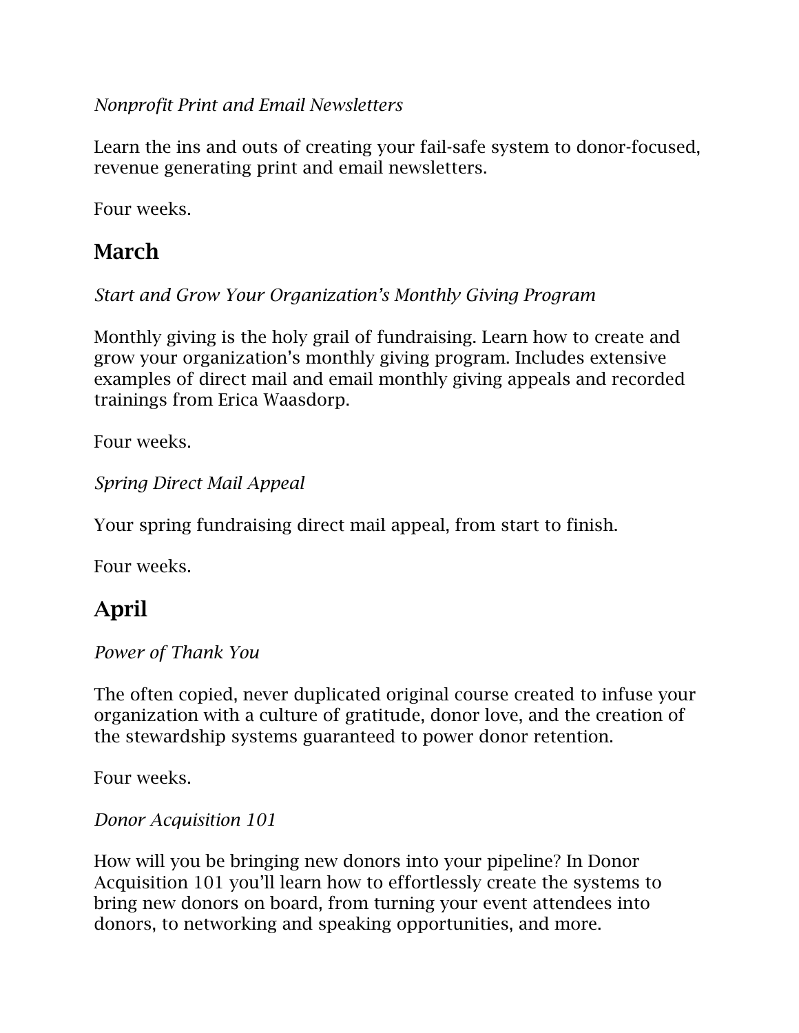*Nonprofit Print and Email Newsletters*

Learn the ins and outs of creating your fail-safe system to donor-focused, revenue generating print and email newsletters.

Four weeks.

## March

*Start and Grow Your Organization's Monthly Giving Program*

Monthly giving is the holy grail of fundraising. Learn how to create and grow your organization's monthly giving program. Includes extensive examples of direct mail and email monthly giving appeals and recorded trainings from Erica Waasdorp.

Four weeks.

*Spring Direct Mail Appeal*

Your spring fundraising direct mail appeal, from start to finish.

Four weeks.

## April

*Power of Thank You*

The often copied, never duplicated original course created to infuse your organization with a culture of gratitude, donor love, and the creation of the stewardship systems guaranteed to power donor retention.

Four weeks.

*Donor Acquisition 101*

How will you be bringing new donors into your pipeline? In Donor Acquisition 101 you'll learn how to effortlessly create the systems to bring new donors on board, from turning your event attendees into donors, to networking and speaking opportunities, and more.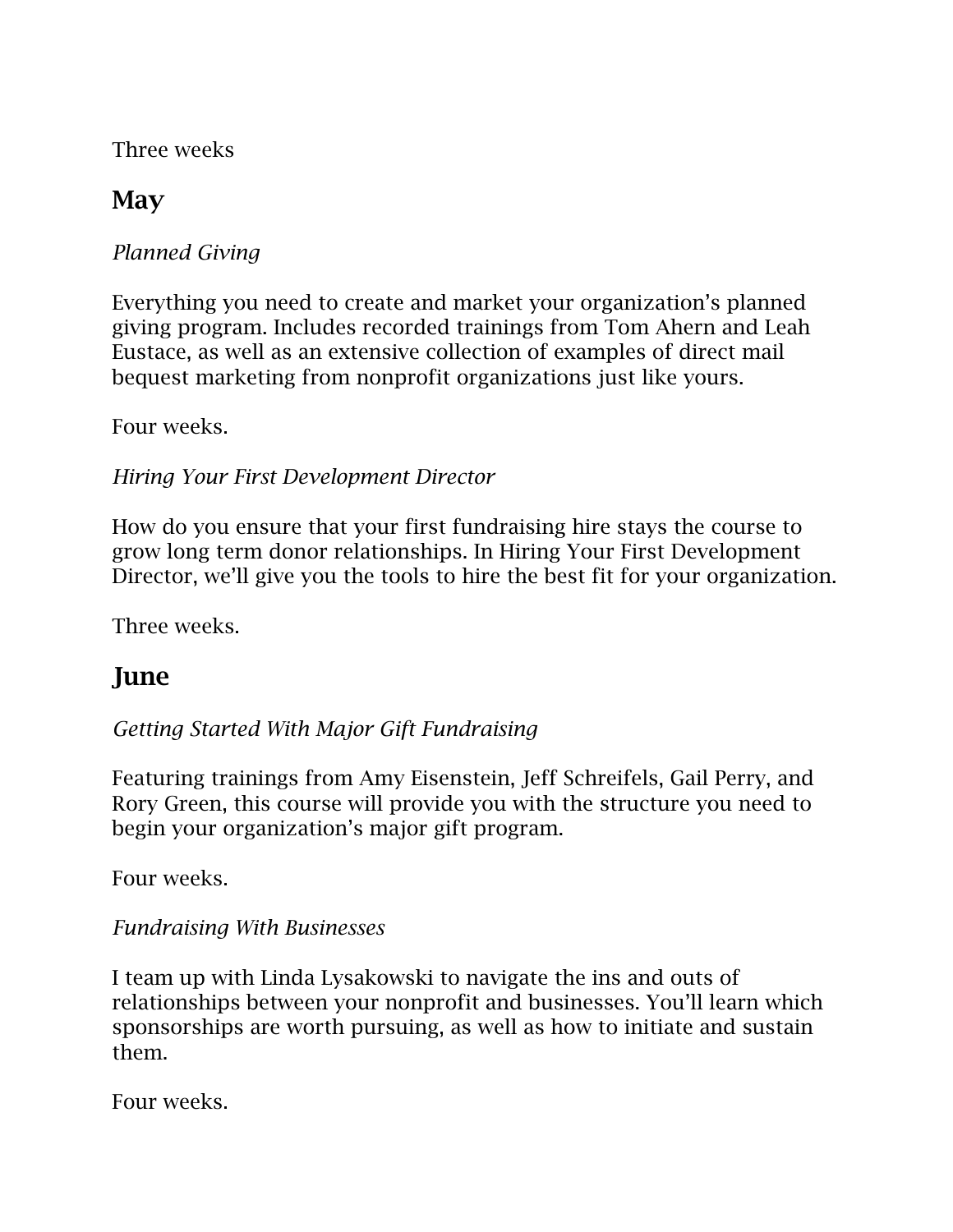Three weeks

## May

*Planned Giving*

Everything you need to create and market your organization's planned giving program. Includes recorded trainings from Tom Ahern and Leah Eustace, as well as an extensive collection of examples of direct mail bequest marketing from nonprofit organizations just like yours.

Four weeks.

*Hiring Your First Development Director*

How do you ensure that your first fundraising hire stays the course to grow long term donor relationships. In Hiring Your First Development Director, we'll give you the tools to hire the best fit for your organization.

Three weeks.

## June

*Getting Started With Major Gift Fundraising*

Featuring trainings from Amy Eisenstein, Jeff Schreifels, Gail Perry, and Rory Green, this course will provide you with the structure you need to begin your organization's major gift program.

Four weeks.

*Fundraising With Businesses*

I team up with Linda Lysakowski to navigate the ins and outs of relationships between your nonprofit and businesses. You'll learn which sponsorships are worth pursuing, as well as how to initiate and sustain them.

Four weeks.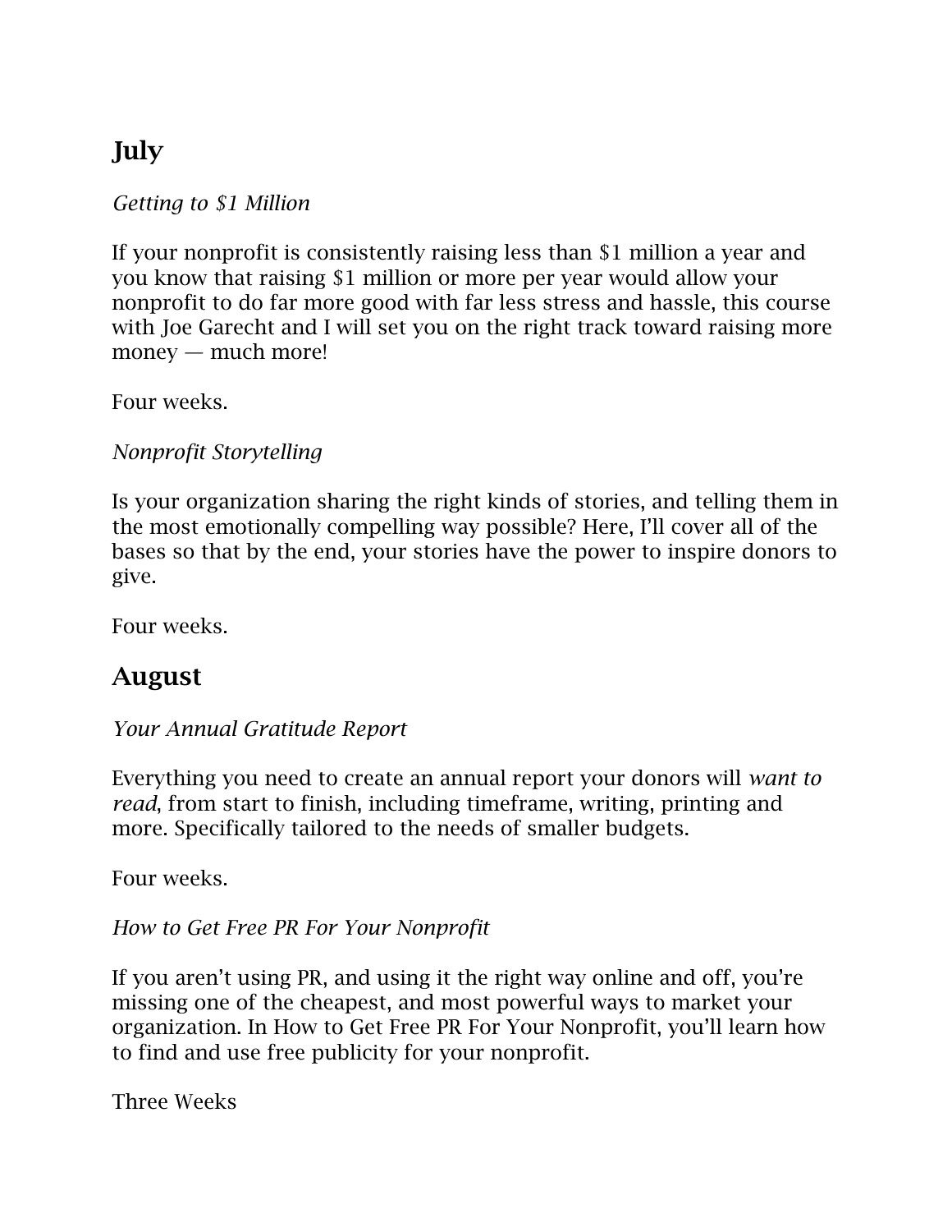## July

*Getting to $1 Million*

If your nonprofit is consistently raising less than $1 million a year and you know that raising $1 million or more per year would allow your nonprofit to do far more good with far less stress and hassle, this course with Joe Garecht and I will set you on the right track toward raising more money — much more!

Four weeks.

*Nonprofit Storytelling*

Is your organization sharing the right kinds of stories, and telling them in the most emotionally compelling way possible? Here, I'll cover all of the bases so that by the end, your stories have the power to inspire donors to give.

Four weeks.

## August

*Your Annual Gratitude Report*

Everything you need to create an annual report your donors will *want to read*, from start to finish, including timeframe, writing, printing and more. Specifically tailored to the needs of smaller budgets.

Four weeks.

*How to Get Free PR For Your Nonprofit*

If you aren't using PR, and using it the right way online and off, you're missing one of the cheapest, and most powerful ways to market your organization. In How to Get Free PR For Your Nonprofit, you'll learn how to find and use free publicity for your nonprofit.

Three Weeks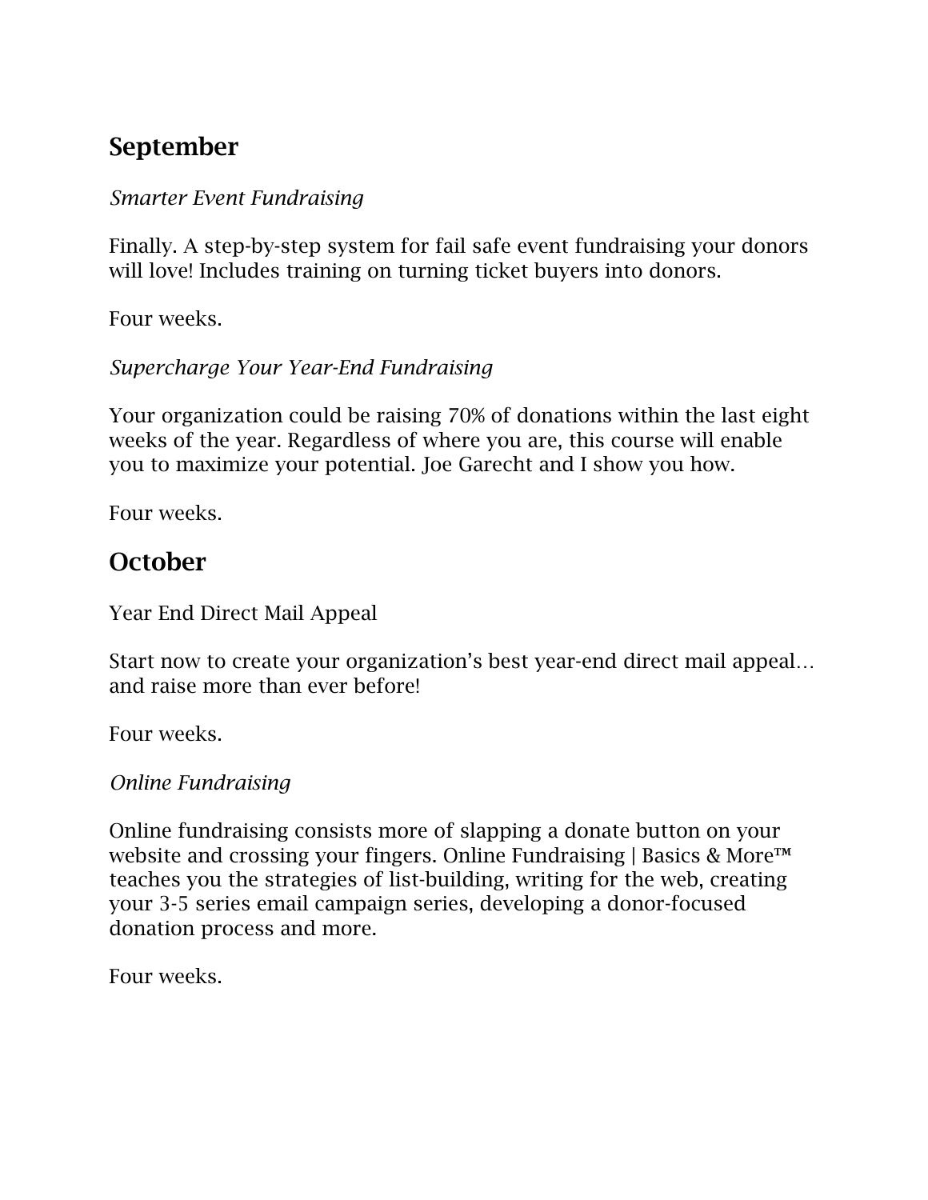## September

*Smarter Event Fundraising*

Finally. A step-by-step system for fail safe event fundraising your donors will love! Includes training on turning ticket buyers into donors.

Four weeks.

*Supercharge Your Year-End Fundraising*

Your organization could be raising 70% of donations within the last eight weeks of the year. Regardless of where you are, this course will enable you to maximize your potential. Joe Garecht and I show you how.

Four weeks.

## October

Year End Direct Mail Appeal

Start now to create your organization's best year-end direct mail appeal… and raise more than ever before!

Four weeks.

*Online Fundraising*

Online fundraising consists more of slapping a donate button on your website and crossing your fingers. Online Fundraising | Basics & More™ teaches you the strategies of list-building, writing for the web, creating your 3-5 series email campaign series, developing a donor-focused donation process and more.

Four weeks.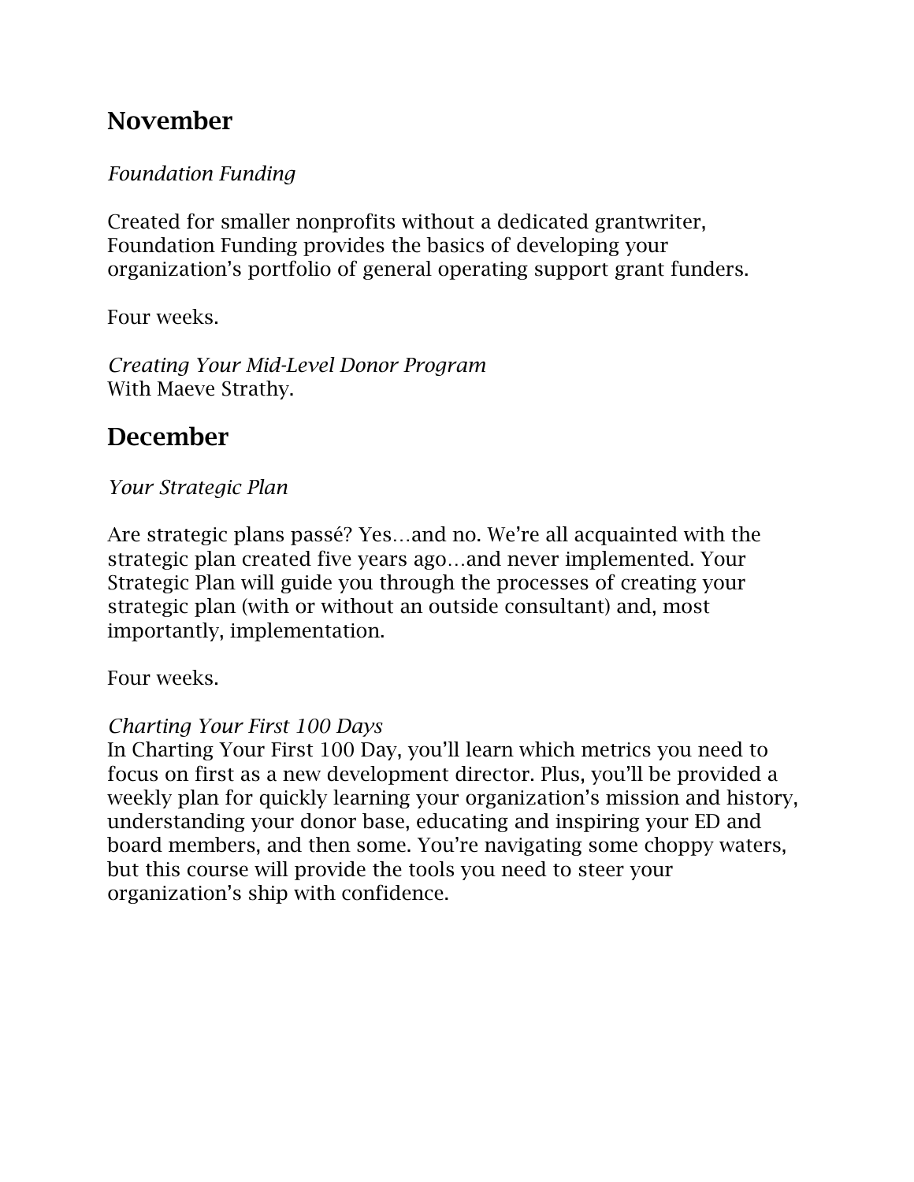## November

*Foundation Funding*

Created for smaller nonprofits without a dedicated grantwriter, Foundation Funding provides the basics of developing your organization's portfolio of general operating support grant funders.

Four weeks.

*Creating Your Mid-Level Donor Program*
With Maeve Strathy.

## December

*Your Strategic Plan*

Are strategic plans passé? Yes…and no. We're all acquainted with the strategic plan created five years ago…and never implemented. Your Strategic Plan will guide you through the processes of creating your strategic plan (with or without an outside consultant) and, most importantly, implementation.

Four weeks.

*Charting Your First 100 Days*
In Charting Your First 100 Day, you'll learn which metrics you need to focus on first as a new development director. Plus, you'll be provided a weekly plan for quickly learning your organization's mission and history, understanding your donor base, educating and inspiring your ED and board members, and then some. You're navigating some choppy waters, but this course will provide the tools you need to steer your organization's ship with confidence.